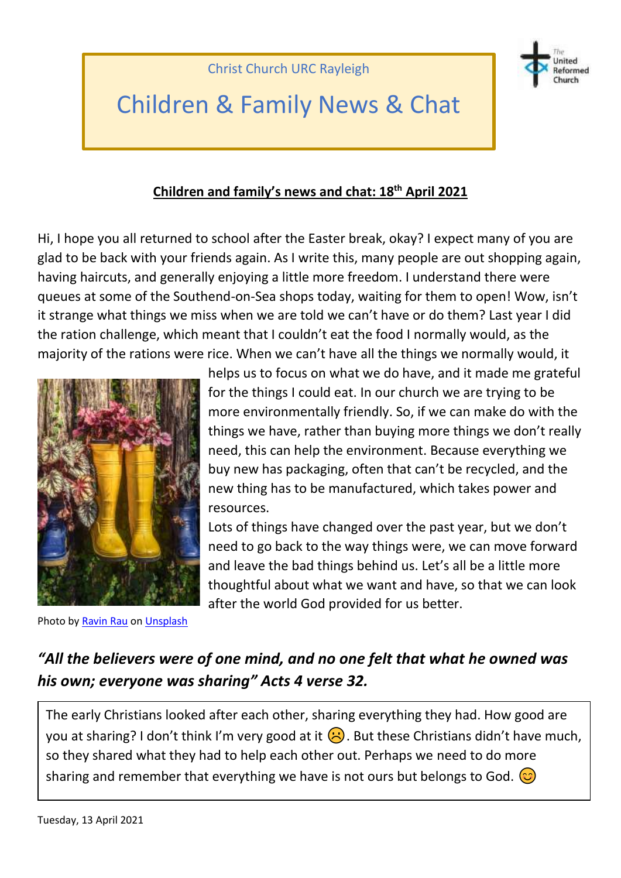Christ Church URC Rayleigh

# Children & Family News & Chat

**Children and family's news and chat: 18th April 2021**

Hi, I hope you all returned to school after the Easter break, okay? I expect many of you are glad to be back with your friends again. As I write this, many people are out shopping again, having haircuts, and generally enjoying a little more freedom. I understand there were queues at some of the Southend-on-Sea shops today, waiting for them to open! Wow, isn't it strange what things we miss when we are told we can't have or do them? Last year I did the ration challenge, which meant that I couldn't eat the food I normally would, as the majority of the rations were rice. When we can't have all the things we normally would, it helps us to focus on what we do have, and it made me grateful for the things I could eat. In our church we are trying to be more environmentally friendly. So, if we can make do with the things we have, rather than buying more things we don't really need, this can help the environment. Because everything we buy new has packaging, often that can't be recycled, and the new thing has to be manufactured, which takes power and resources.

Lots of things have changed over the past year, but we don't need to go back to the way things were, we can move forward and leave the bad things behind us. Let's all be a little more thoughtful about what we want and have, so that we can look after the world God provided for us better.

Photo by Ravin Rau on Unsplash

***"All the believers were of one mind, and no one felt that what he owned was his own; everyone was sharing" Acts 4 verse 32.***

The early Christians looked after each other, sharing everything they had. How good are you at sharing? I don't think I'm very good at it ☹. But these Christians didn't have much, so they shared what they had to help each other out. Perhaps we need to do more sharing and remember that everything we have is not ours but belongs to God. 😊

Tuesday, 13 April 2021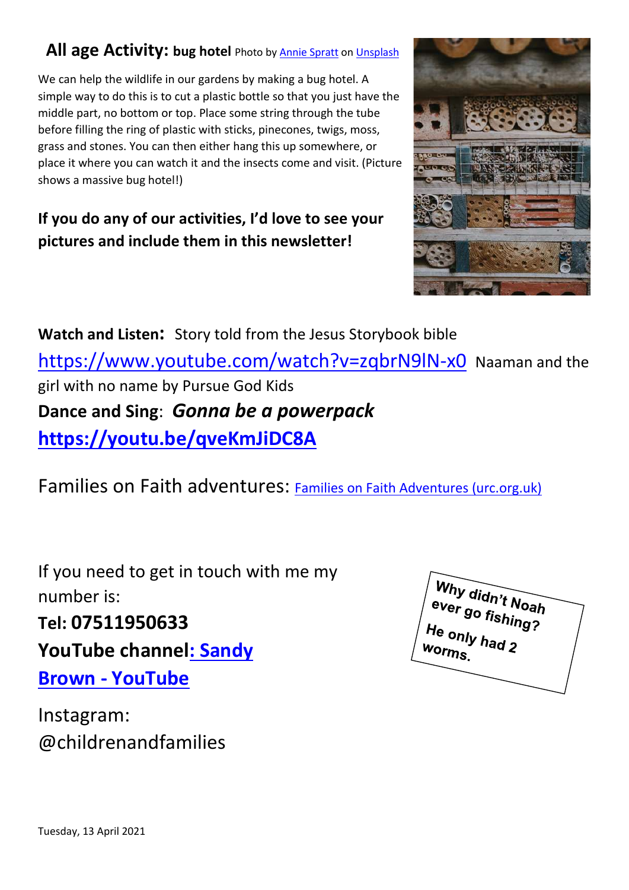## All age Activity: bug hotel Photo by Annie Spratt on Unsplash

We can help the wildlife in our gardens by making a bug hotel. A simple way to do this is to cut a plastic bottle so that you just have the middle part, no bottom or top. Place some string through the tube before filling the ring of plastic with sticks, pinecones, twigs, moss, grass and stones. You can then either hang this up somewhere, or place it where you can watch it and the insects come and visit. (Picture shows a massive bug hotel!)

**If you do any of our activities, I'd love to see your pictures and include them in this newsletter!**

**Watch and Listen:** Story told from the Jesus Storybook bible https://www.youtube.com/watch?v=zqbrN9lN-x0 Naaman and the girl with no name by Pursue God Kids

**Dance and Sing**: ***Gonna be a powerpack***
**https://youtu.be/qveKmJiDC8A**

Families on Faith adventures: Families on Faith Adventures (urc.org.uk)

If you need to get in touch with me my number is:
**Tel: 07511950633**
**YouTube channel: Sandy Brown - YouTube**

Instagram:
@childrenandfamilies

**Why didn't Noah ever go fishing?**
**He only had 2 worms.**

Tuesday, 13 April 2021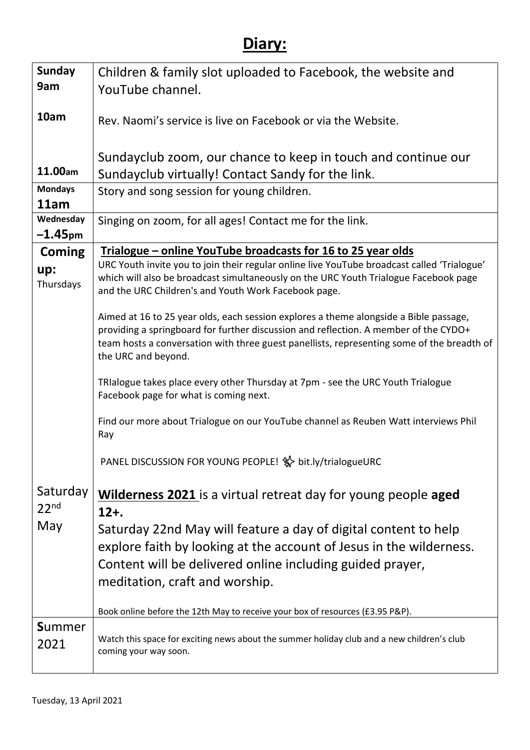# Diary:

| | |
|---|---|
| **Sunday 9am**<br><br>**10am**<br><br>**11.00am** | Children & family slot uploaded to Facebook, the website and YouTube channel.<br><br>Rev. Naomi's service is live on Facebook or via the Website.<br><br>Sundayclub zoom, our chance to keep in touch and continue our Sundayclub virtually! Contact Sandy for the link. |
| **Mondays 11am** | Story and song session for young children. |
| **Wednesday –1.45pm** | Singing on zoom, for all ages! Contact me for the link. |
| **Coming up:** Thursdays<br><br><br><br><br><br><br><br><br><br><br><br><br><br>Saturday 22nd May | **Trialogue – online YouTube broadcasts for 16 to 25 year olds**<br>URC Youth invite you to join their regular online live YouTube broadcast called 'Trialogue' which will also be broadcast simultaneously on the URC Youth Trialogue Facebook page and the URC Children's and Youth Work Facebook page.<br><br>Aimed at 16 to 25 year olds, each session explores a theme alongside a Bible passage, providing a springboard for further discussion and reflection. A member of the CYDO+ team hosts a conversation with three guest panellists, representing some of the breadth of the URC and beyond.<br><br>TRIalogue takes place every other Thursday at 7pm - see the URC Youth Trialogue Facebook page for what is coming next.<br><br>Find our more about Trialogue on our YouTube channel as Reuben Watt interviews Phil Ray<br><br>PANEL DISCUSSION FOR YOUNG PEOPLE! ✨ bit.ly/trialogueURC<br><br>**Wilderness 2021** is a virtual retreat day for young people **aged 12+.**<br>Saturday 22nd May will feature a day of digital content to help explore faith by looking at the account of Jesus in the wilderness. Content will be delivered online including guided prayer, meditation, craft and worship.<br><br>Book online before the 12th May to receive your box of resources (£3.95 P&P). |
| **S**ummer 2021 | Watch this space for exciting news about the summer holiday club and a new children's club coming your way soon. |

Tuesday, 13 April 2021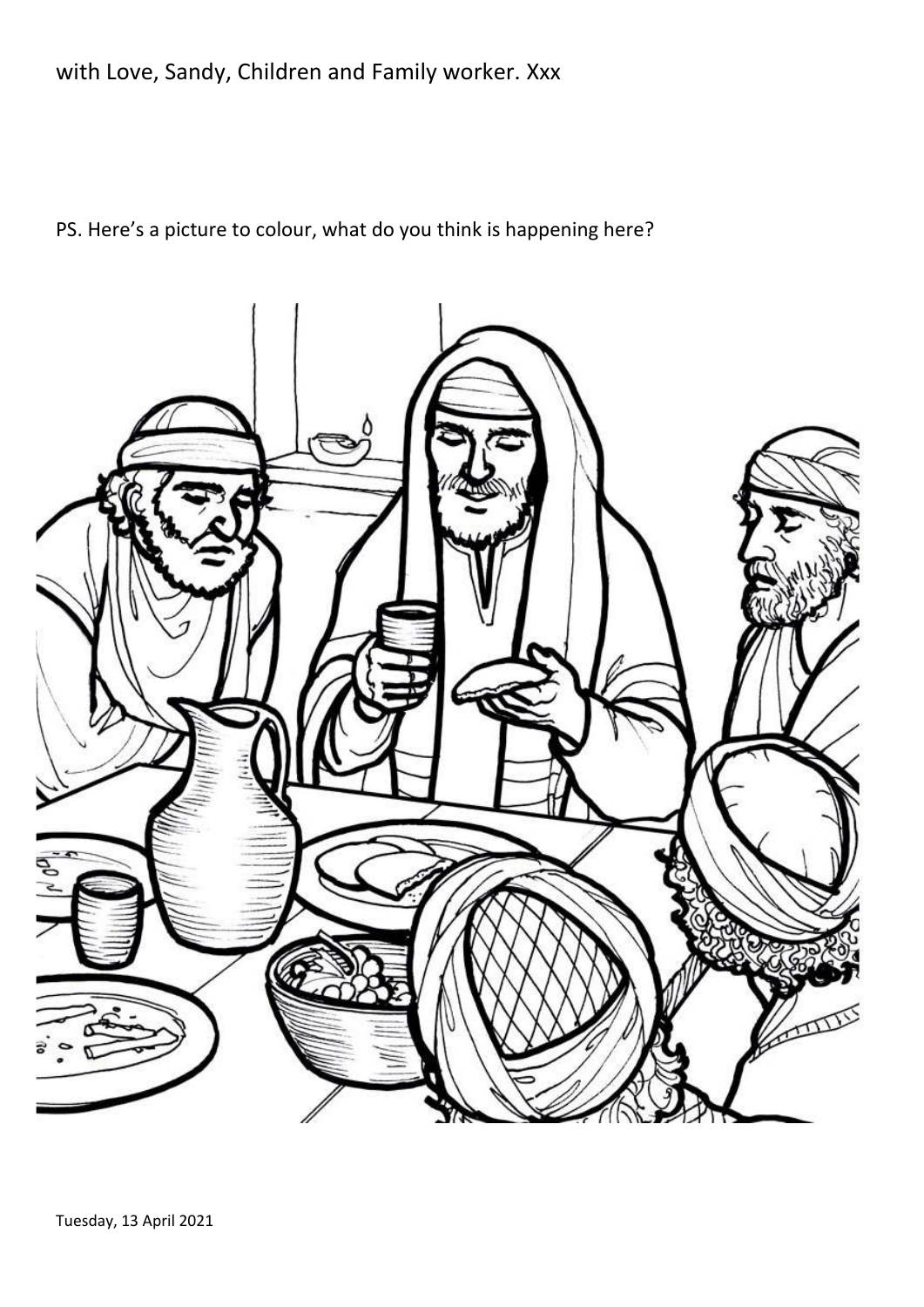with Love, Sandy, Children and Family worker. Xxx

PS. Here's a picture to colour, what do you think is happening here?

Tuesday, 13 April 2021